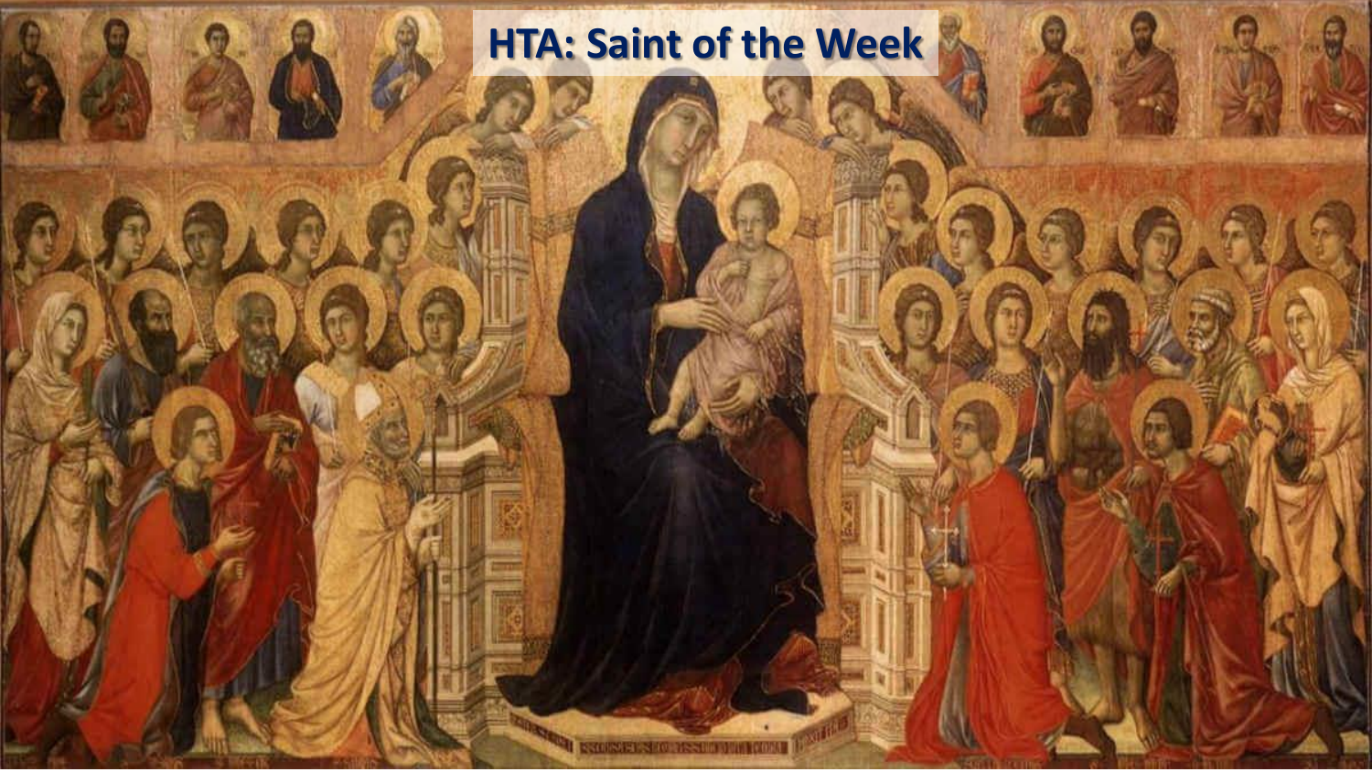# HTA: Saint of the Week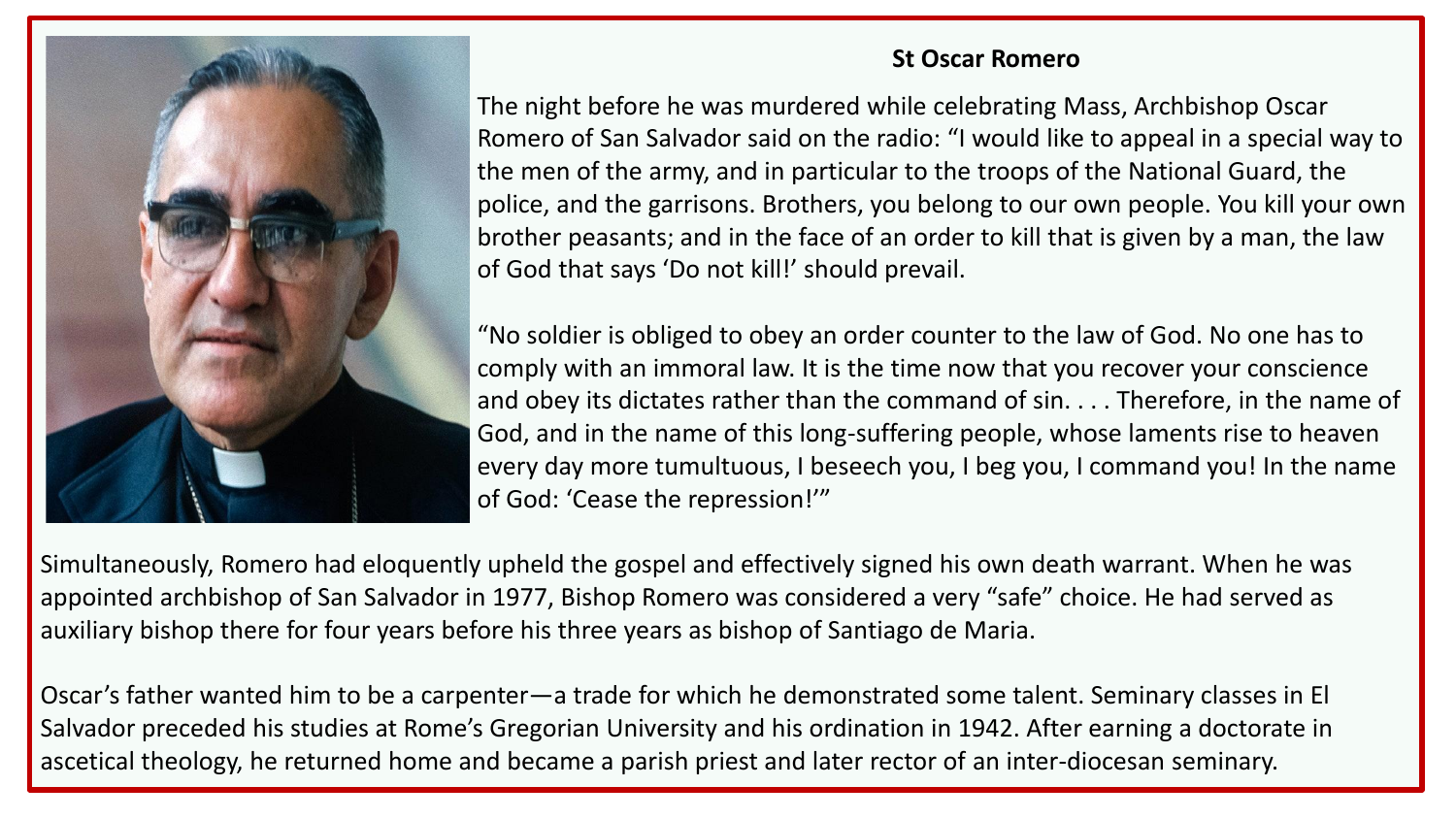**St Oscar Romero**

The night before he was murdered while celebrating Mass, Archbishop Oscar Romero of San Salvador said on the radio: "I would like to appeal in a special way to the men of the army, and in particular to the troops of the National Guard, the police, and the garrisons. Brothers, you belong to our own people. You kill your own brother peasants; and in the face of an order to kill that is given by a man, the law of God that says 'Do not kill!' should prevail.

"No soldier is obliged to obey an order counter to the law of God. No one has to comply with an immoral law. It is the time now that you recover your conscience and obey its dictates rather than the command of sin. . . . Therefore, in the name of God, and in the name of this long-suffering people, whose laments rise to heaven every day more tumultuous, I beseech you, I beg you, I command you! In the name of God: 'Cease the repression!'"

Simultaneously, Romero had eloquently upheld the gospel and effectively signed his own death warrant. When he was appointed archbishop of San Salvador in 1977, Bishop Romero was considered a very "safe" choice. He had served as auxiliary bishop there for four years before his three years as bishop of Santiago de Maria.

Oscar's father wanted him to be a carpenter—a trade for which he demonstrated some talent. Seminary classes in El Salvador preceded his studies at Rome's Gregorian University and his ordination in 1942. After earning a doctorate in ascetical theology, he returned home and became a parish priest and later rector of an inter-diocesan seminary.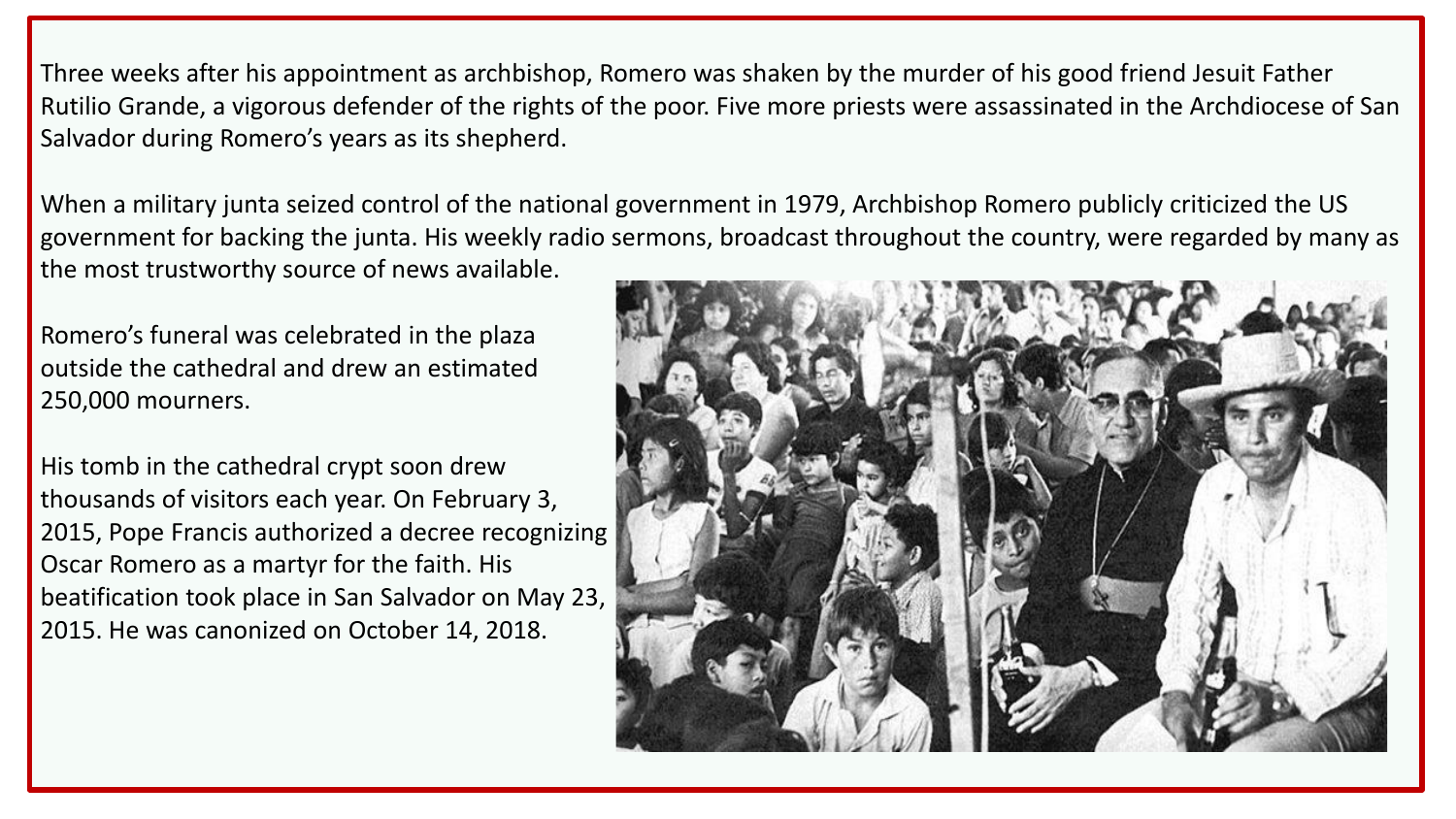Three weeks after his appointment as archbishop, Romero was shaken by the murder of his good friend Jesuit Father Rutilio Grande, a vigorous defender of the rights of the poor. Five more priests were assassinated in the Archdiocese of San Salvador during Romero's years as its shepherd.

When a military junta seized control of the national government in 1979, Archbishop Romero publicly criticized the US government for backing the junta. His weekly radio sermons, broadcast throughout the country, were regarded by many as the most trustworthy source of news available.

Romero's funeral was celebrated in the plaza outside the cathedral and drew an estimated 250,000 mourners.

His tomb in the cathedral crypt soon drew thousands of visitors each year. On February 3, 2015, Pope Francis authorized a decree recognizing Oscar Romero as a martyr for the faith. His beatification took place in San Salvador on May 23, 2015. He was canonized on October 14, 2018.